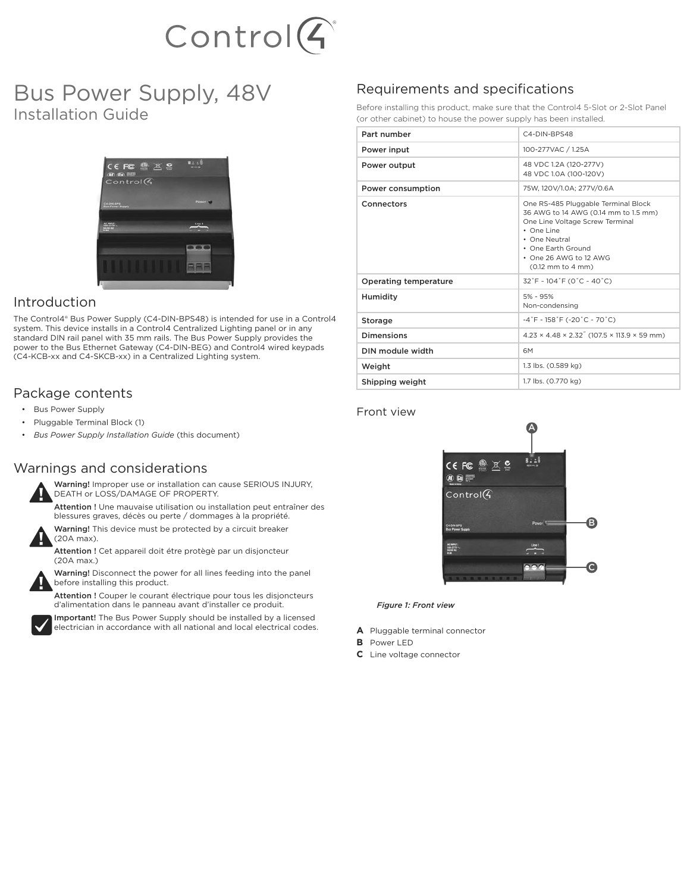# Bus Power Supply, 48V

## Installation Guide

## Introduction

The Control4® Bus Power Supply (C4-DIN-BPS48) is intended for use in a Control4 system. This device installs in a Control4 Centralized Lighting panel or in any standard DIN rail panel with 35 mm rails. The Bus Power Supply provides the power to the Bus Ethernet Gateway (C4-DIN-BEG) and Control4 wired keypads (C4-KCB-xx and C4-SKCB-xx) in a Centralized Lighting system.

## Package contents

- Bus Power Supply
- Pluggable Terminal Block (1)
- *Bus Power Supply Installation Guide* (this document)

## Warnings and considerations

**Warning!** Improper use or installation can cause SERIOUS INJURY, DEATH or LOSS/DAMAGE OF PROPERTY.

**Attention !** Une mauvaise utilisation ou installation peut entraîner des blessures graves, décès ou perte / dommages à la propriété.

**Warning!** This device must be protected by a circuit breaker (20A max).

**Attention !** Cet appareil doit étre protègè par un disjoncteur (20A max.)

**Warning!** Disconnect the power for all lines feeding into the panel before installing this product.

**Attention !** Couper le courant électrique pour tous les disjoncteurs d'alimentation dans le panneau avant d'installer ce produit.

**Important!** The Bus Power Supply should be installed by a licensed electrician in accordance with all national and local electrical codes.

## Requirements and specifications

Before installing this product, make sure that the Control4 5-Slot or 2-Slot Panel (or other cabinet) to house the power supply has been installed.

| | |
|---|---|
| **Part number** | C4-DIN-BPS48 |
| **Power input** | 100-277VAC / 1.25A |
| **Power output** | 48 VDC 1.2A (120-277V)<br>48 VDC 1.0A (100-120V) |
| **Power consumption** | 75W, 120V/1.0A; 277V/0.6A |
| **Connectors** | One RS-485 Pluggable Terminal Block<br>36 AWG to 14 AWG (0.14 mm to 1.5 mm)<br>One Line Voltage Screw Terminal<br>• One Line<br>• One Neutral<br>• One Earth Ground<br>• One 26 AWG to 12 AWG (0.12 mm to 4 mm) |
| **Operating temperature** | 32˚F - 104˚F (0˚C - 40˚C) |
| **Humidity** | 5% - 95%<br>Non-condensing |
| **Storage** | -4˚F - 158˚F (-20˚C - 70˚C) |
| **Dimensions** | 4.23 × 4.48 × 2.32˝ (107.5 × 113.9 × 59 mm) |
| **DIN module width** | 6M |
| **Weight** | 1.3 lbs. (0.589 kg) |
| **Shipping weight** | 1.7 lbs. (0.770 kg) |

## Front view

*Figure 1: Front view*

**A** Pluggable terminal connector
**B** Power LED
**C** Line voltage connector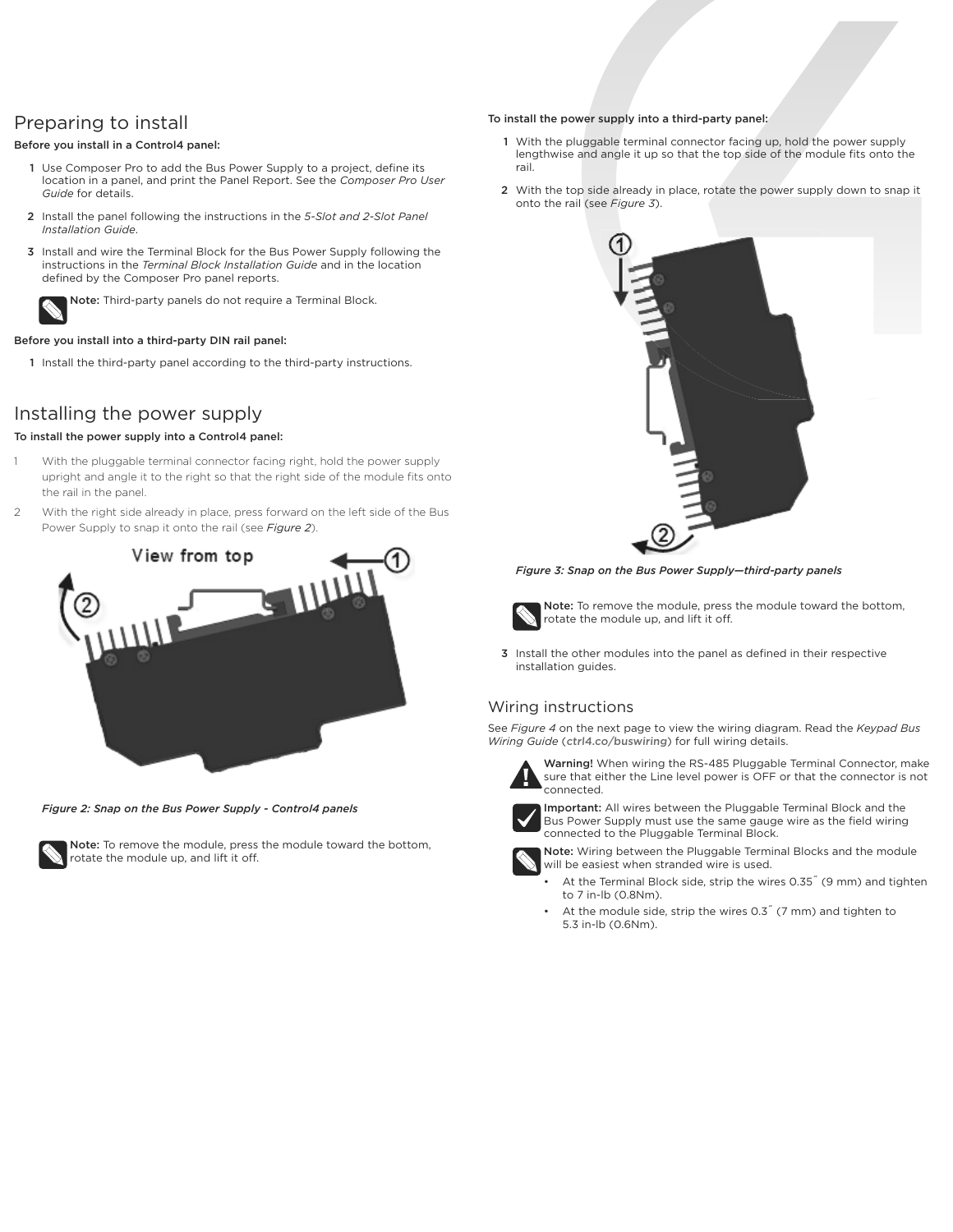## Preparing to install

**Before you install in a Control4 panel:**

1. Use Composer Pro to add the Bus Power Supply to a project, define its location in a panel, and print the Panel Report. See the *Composer Pro User Guide* for details.
2. Install the panel following the instructions in the *5-Slot and 2-Slot Panel Installation Guide*.
3. Install and wire the Terminal Block for the Bus Power Supply following the instructions in the *Terminal Block Installation Guide* and in the location defined by the Composer Pro panel reports.

**Note:** Third-party panels do not require a Terminal Block.

**Before you install into a third-party DIN rail panel:**

1. Install the third-party panel according to the third-party instructions.

## Installing the power supply

**To install the power supply into a Control4 panel:**

1. With the pluggable terminal connector facing right, hold the power supply upright and angle it to the right so that the right side of the module fits onto the rail in the panel.
2. With the right side already in place, press forward on the left side of the Bus Power Supply to snap it onto the rail (see *Figure 2*).

*Figure 2: Snap on the Bus Power Supply - Control4 panels*

**Note:** To remove the module, press the module toward the bottom, rotate the module up, and lift it off.

**To install the power supply into a third-party panel:**

1. With the pluggable terminal connector facing up, hold the power supply lengthwise and angle it up so that the top side of the module fits onto the rail.
2. With the top side already in place, rotate the power supply down to snap it onto the rail (see *Figure 3*).

*Figure 3: Snap on the Bus Power Supply—third-party panels*

**Note:** To remove the module, press the module toward the bottom, rotate the module up, and lift it off.

3. Install the other modules into the panel as defined in their respective installation guides.

## Wiring instructions

See *Figure 4* on the next page to view the wiring diagram. Read the *Keypad Bus Wiring Guide* (**ctrl4.co/buswiring**) for full wiring details.

**Warning!** When wiring the RS-485 Pluggable Terminal Connector, make sure that either the Line level power is OFF or that the connector is not connected.

**Important:** All wires between the Pluggable Terminal Block and the Bus Power Supply must use the same gauge wire as the field wiring connected to the Pluggable Terminal Block.

**Note:** Wiring between the Pluggable Terminal Blocks and the module will be easiest when stranded wire is used.

- At the Terminal Block side, strip the wires 0.35˝ (9 mm) and tighten to 7 in-lb (0.8Nm).
- At the module side, strip the wires 0.3˝ (7 mm) and tighten to 5.3 in-lb (0.6Nm).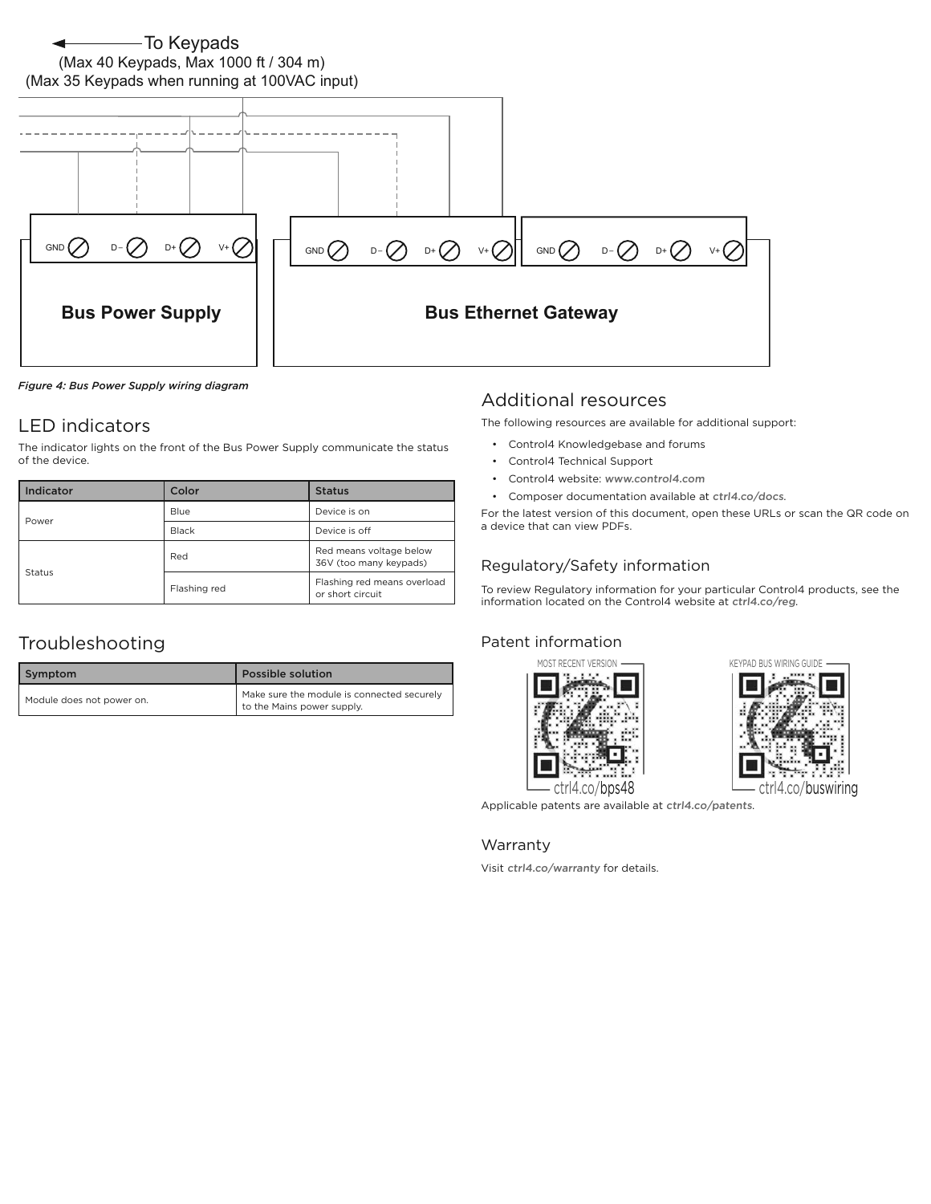To Keypads
(Max 40 Keypads, Max 1000 ft / 304 m)
(Max 35 Keypads when running at 100VAC input)

GND D− D+ V+

**Bus Power Supply**

GND D− D+ V+ GND D− D+ V+

**Bus Ethernet Gateway**

*Figure 4: Bus Power Supply wiring diagram*

## LED indicators

The indicator lights on the front of the Bus Power Supply communicate the status of the device.

| Indicator | Color | Status |
|---|---|---|
| Power | Blue | Device is on |
| | Black | Device is off |
| Status | Red | Red means voltage below 36V (too many keypads) |
| | Flashing red | Flashing red means overload or short circuit |

## Troubleshooting

| Symptom | Possible solution |
|---|---|
| Module does not power on. | Make sure the module is connected securely to the Mains power supply. |

## Additional resources

The following resources are available for additional support:

- Control4 Knowledgebase and forums
- Control4 Technical Support
- Control4 website: ***www.control4.com***
- Composer documentation available at ***ctrl4.co/docs***.

For the latest version of this document, open these URLs or scan the QR code on a device that can view PDFs.

## Regulatory/Safety information

To review Regulatory information for your particular Control4 products, see the information located on the Control4 website at ***ctrl4.co/reg***.

## Patent information

MOST RECENT VERSION — ctrl4.co/bps48

KEYPAD BUS WIRING GUIDE — ctrl4.co/buswiring

Applicable patents are available at ***ctrl4.co/patents***.

## Warranty

Visit ***ctrl4.co/warranty*** for details.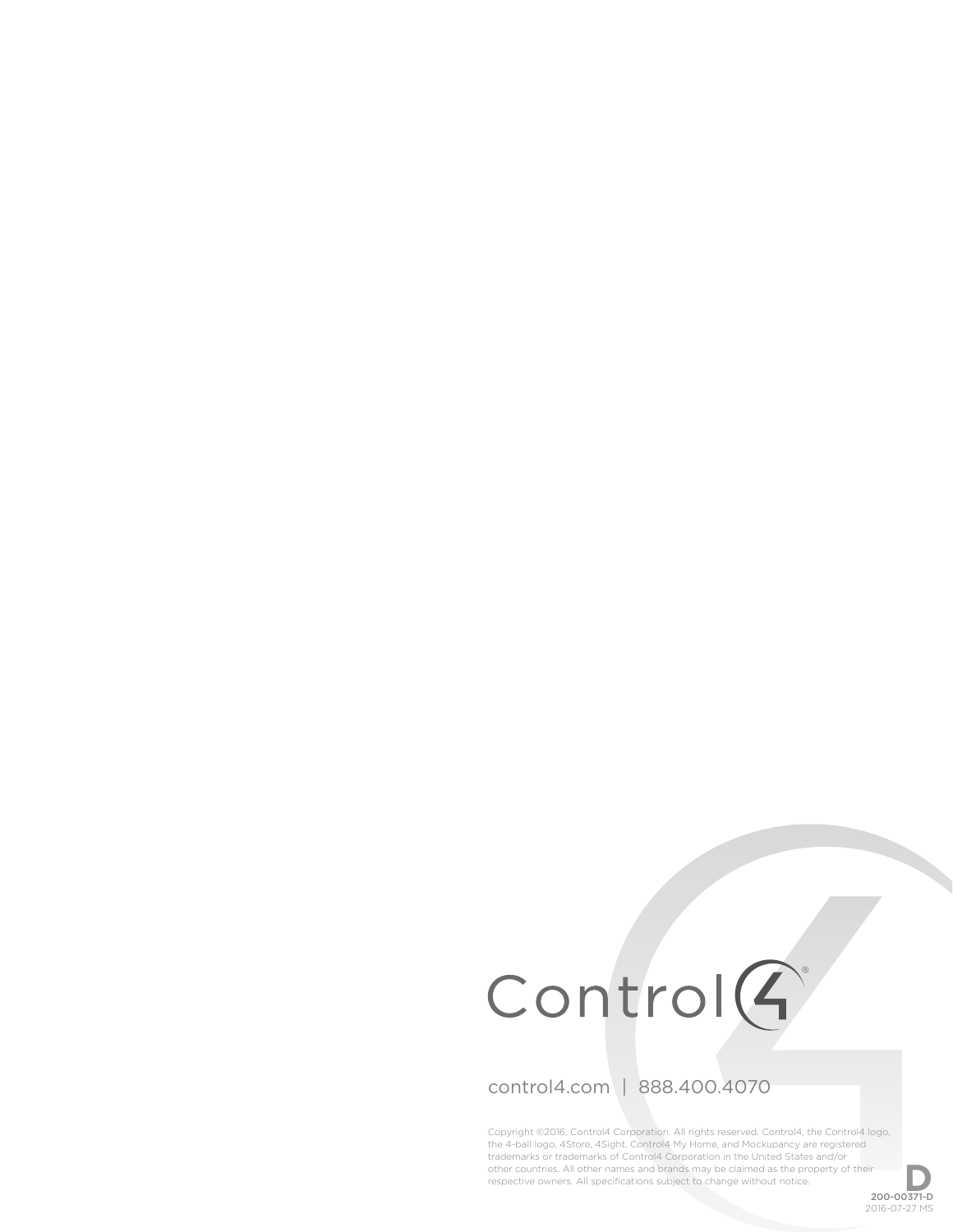Control4®

control4.com | 888.400.4070

Copyright ©2016, Control4 Corporation. All rights reserved. Control4, the Control4 logo, the 4-ball logo, 4Store, 4Sight, Control4 My Home, and Mockupancy are registered trademarks or trademarks of Control4 Corporation in the United States and/or other countries. All other names and brands may be claimed as the property of their respective owners. All specifications subject to change without notice.

D

200-00371-D
2016-07-27 MS